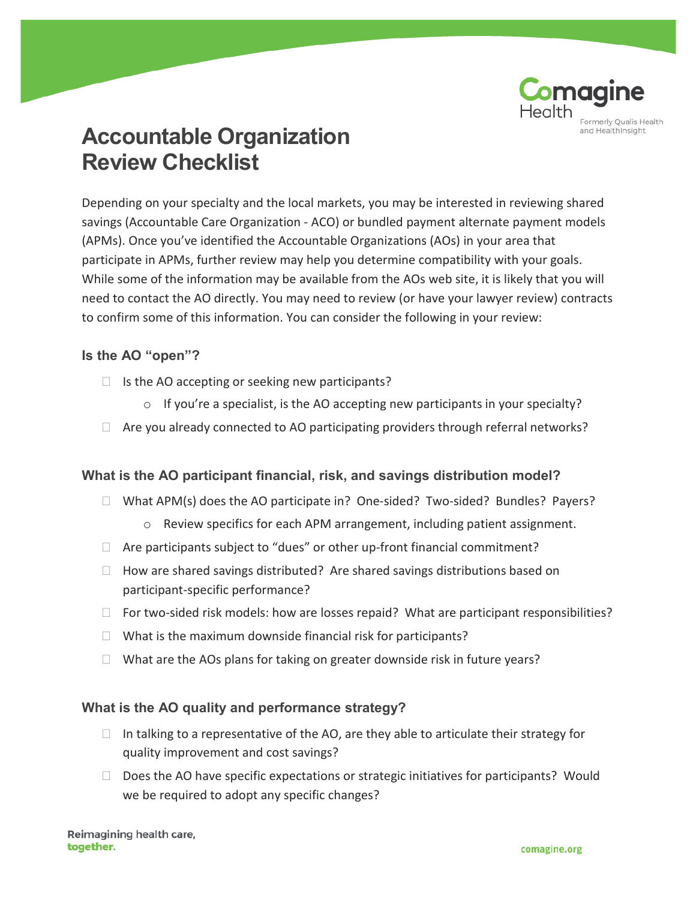# Accountable Organization Review Checklist

Depending on your specialty and the local markets, you may be interested in reviewing shared savings (Accountable Care Organization - ACO) or bundled payment alternate payment models (APMs). Once you've identified the Accountable Organizations (AOs) in your area that participate in APMs, further review may help you determine compatibility with your goals. While some of the information may be available from the AOs web site, it is likely that you will need to contact the AO directly. You may need to review (or have your lawyer review) contracts to confirm some of this information. You can consider the following in your review:

### Is the AO "open"?

- [ ] Is the AO accepting or seeking new participants?
  - If you're a specialist, is the AO accepting new participants in your specialty?
- [ ] Are you already connected to AO participating providers through referral networks?

### What is the AO participant financial, risk, and savings distribution model?

- [ ] What APM(s) does the AO participate in? One-sided? Two-sided? Bundles? Payers?
  - Review specifics for each APM arrangement, including patient assignment.
- [ ] Are participants subject to "dues" or other up-front financial commitment?
- [ ] How are shared savings distributed? Are shared savings distributions based on participant-specific performance?
- [ ] For two-sided risk models: how are losses repaid? What are participant responsibilities?
- [ ] What is the maximum downside financial risk for participants?
- [ ] What are the AOs plans for taking on greater downside risk in future years?

### What is the AO quality and performance strategy?

- [ ] In talking to a representative of the AO, are they able to articulate their strategy for quality improvement and cost savings?
- [ ] Does the AO have specific expectations or strategic initiatives for participants? Would we be required to adopt any specific changes?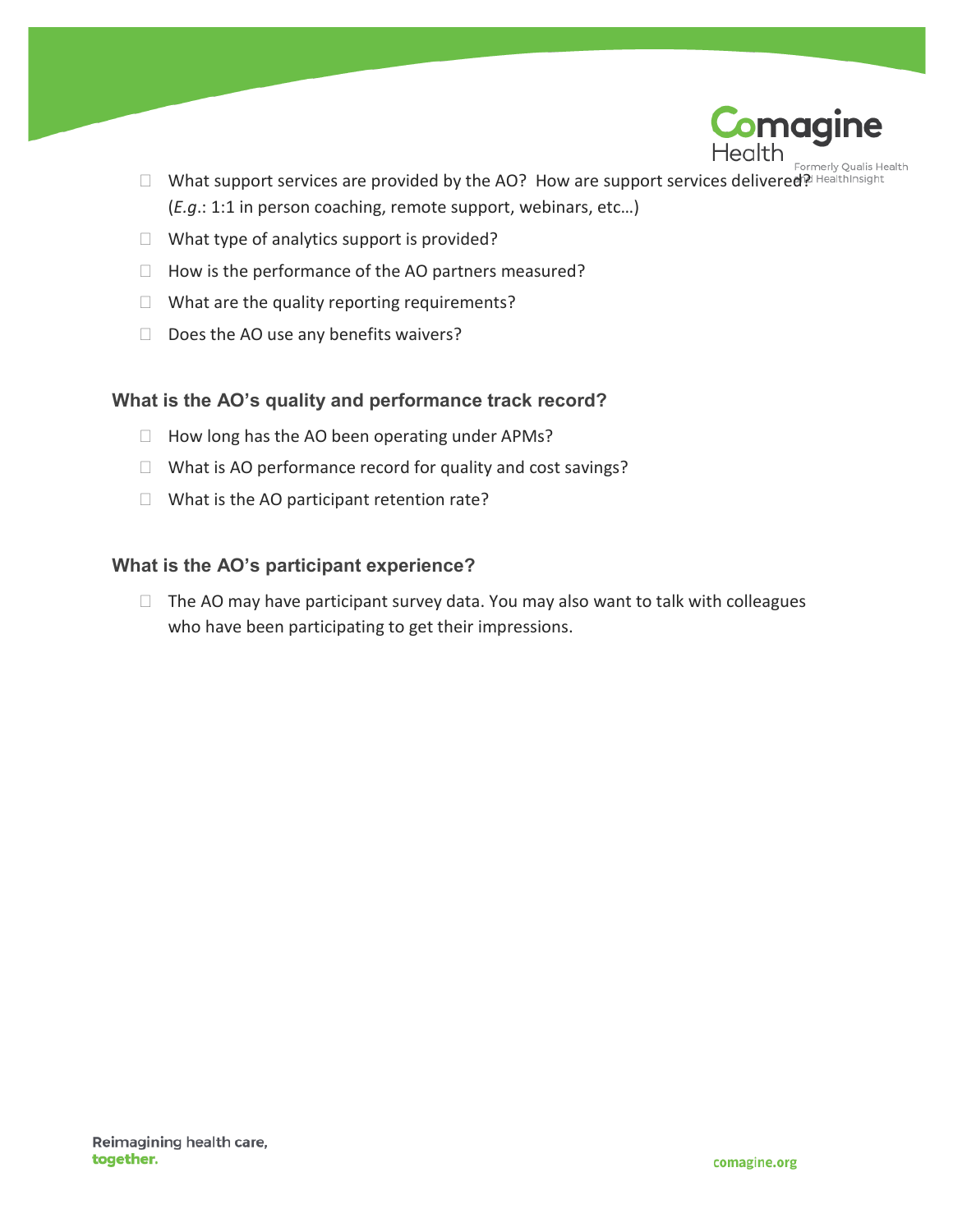- What support services are provided by the AO? How are support services delivered? (*E.g.*: 1:1 in person coaching, remote support, webinars, etc…)
- What type of analytics support is provided?
- How is the performance of the AO partners measured?
- What are the quality reporting requirements?
- Does the AO use any benefits waivers?

### What is the AO's quality and performance track record?

- How long has the AO been operating under APMs?
- What is AO performance record for quality and cost savings?
- What is the AO participant retention rate?

### What is the AO's participant experience?

- The AO may have participant survey data. You may also want to talk with colleagues who have been participating to get their impressions.